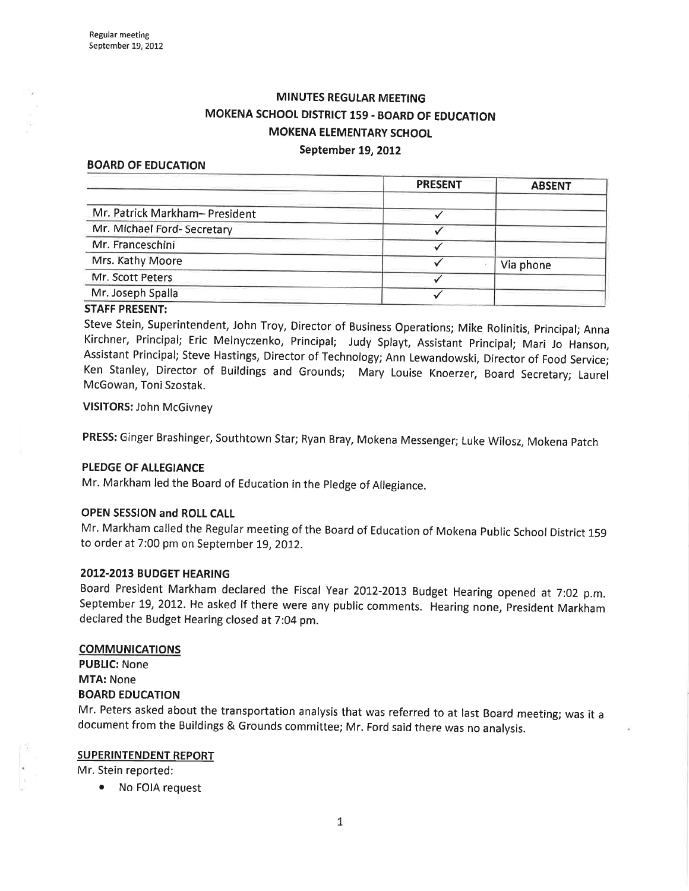# MINUTES REGULAR MEETING
# MOKENA SCHOOL DISTRICT 159 - BOARD OF EDUCATION
# MOKENA ELEMENTARY SCHOOL
## September 19, 2012

**BOARD OF EDUCATION**

| | PRESENT | ABSENT |
|---|---|---|
| Mr. Patrick Markham– President | ✓ | |
| Mr. Michael Ford- Secretary | ✓ | |
| Mr. Franceschini | ✓ | |
| Mrs. Kathy Moore | ✓ | Via phone |
| Mr. Scott Peters | ✓ | |
| Mr. Joseph Spalla | ✓ | |

**STAFF PRESENT:**

Steve Stein, Superintendent, John Troy, Director of Business Operations; Mike Rolinitis, Principal; Anna Kirchner, Principal; Eric Melnyczenko, Principal; Judy Splayt, Assistant Principal; Mari Jo Hanson, Assistant Principal; Steve Hastings, Director of Technology; Ann Lewandowski, Director of Food Service; Ken Stanley, Director of Buildings and Grounds; Mary Louise Knoerzer, Board Secretary; Laurel McGowan, Toni Szostak.

**VISITORS:** John McGivney

**PRESS:** Ginger Brashinger, Southtown Star; Ryan Bray, Mokena Messenger; Luke Wilosz, Mokena Patch

### PLEDGE OF ALLEGIANCE

Mr. Markham led the Board of Education in the Pledge of Allegiance.

### OPEN SESSION and ROLL CALL

Mr. Markham called the Regular meeting of the Board of Education of Mokena Public School District 159 to order at 7:00 pm on September 19, 2012.

### 2012-2013 BUDGET HEARING

Board President Markham declared the Fiscal Year 2012-2013 Budget Hearing opened at 7:02 p.m. September 19, 2012. He asked if there were any public comments. Hearing none, President Markham declared the Budget Hearing closed at 7:04 pm.

### COMMUNICATIONS

**PUBLIC:** None

**MTA:** None

**BOARD EDUCATION**

Mr. Peters asked about the transportation analysis that was referred to at last Board meeting; was it a document from the Buildings & Grounds committee; Mr. Ford said there was no analysis.

### SUPERINTENDENT REPORT

Mr. Stein reported:

- No FOIA request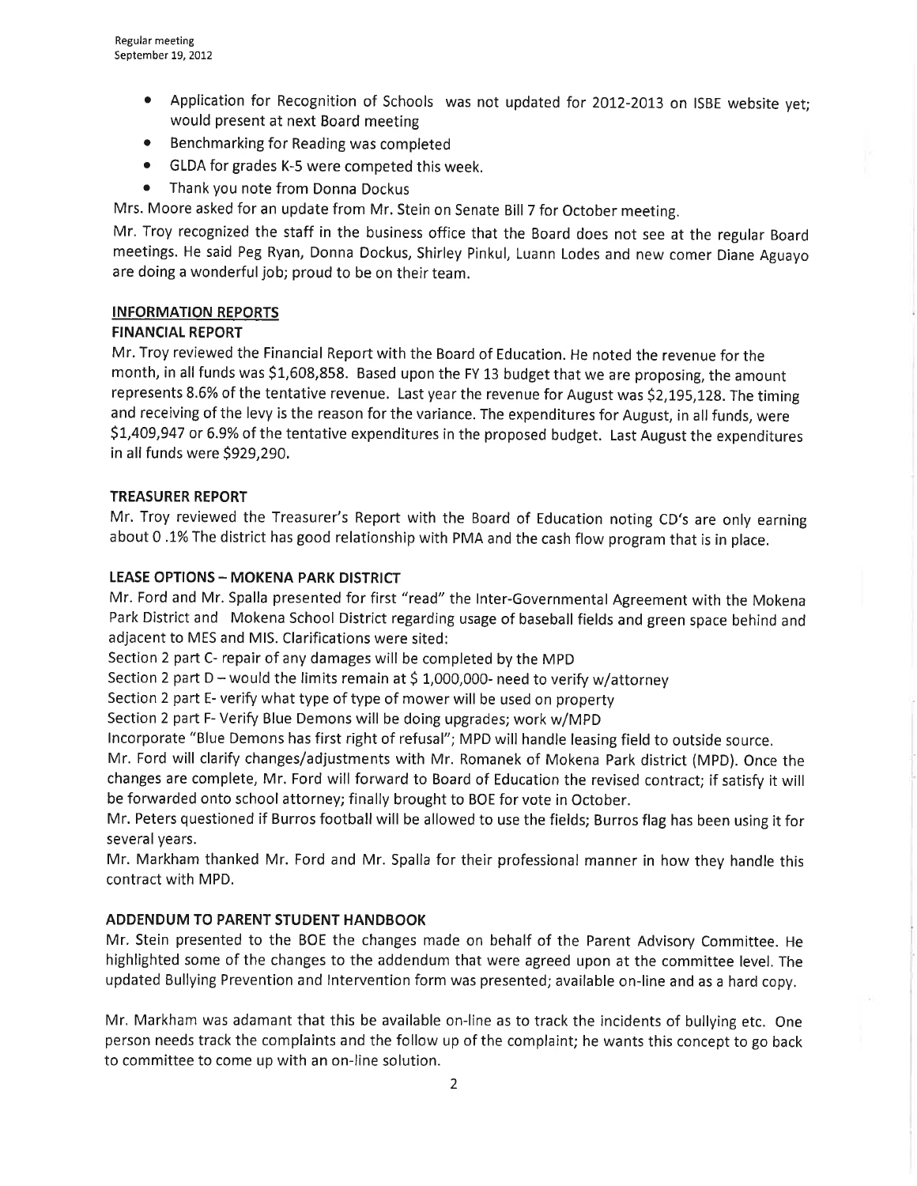- Application for Recognition of Schools was not updated for 2012-2013 on ISBE website yet; would present at next Board meeting
- Benchmarking for Reading was completed
- GLDA for grades K-5 were competed this week.
- Thank you note from Donna Dockus

Mrs. Moore asked for an update from Mr. Stein on Senate Bill 7 for October meeting.

Mr. Troy recognized the staff in the business office that the Board does not see at the regular Board meetings. He said Peg Ryan, Donna Dockus, Shirley Pinkul, Luann Lodes and new comer Diane Aguayo are doing a wonderful job; proud to be on their team.

## INFORMATION REPORTS

### FINANCIAL REPORT

Mr. Troy reviewed the Financial Report with the Board of Education. He noted the revenue for the month, in all funds was $1,608,858. Based upon the FY 13 budget that we are proposing, the amount represents 8.6% of the tentative revenue. Last year the revenue for August was $2,195,128. The timing and receiving of the levy is the reason for the variance. The expenditures for August, in all funds, were $1,409,947 or 6.9% of the tentative expenditures in the proposed budget. Last August the expenditures in all funds were $929,290.

### TREASURER REPORT

Mr. Troy reviewed the Treasurer's Report with the Board of Education noting CD's are only earning about 0 .1% The district has good relationship with PMA and the cash flow program that is in place.

### LEASE OPTIONS – MOKENA PARK DISTRICT

Mr. Ford and Mr. Spalla presented for first "read" the Inter-Governmental Agreement with the Mokena Park District and Mokena School District regarding usage of baseball fields and green space behind and adjacent to MES and MIS. Clarifications were sited:

Section 2 part C- repair of any damages will be completed by the MPD

Section 2 part D – would the limits remain at $ 1,000,000- need to verify w/attorney

Section 2 part E- verify what type of type of mower will be used on property

Section 2 part F- Verify Blue Demons will be doing upgrades; work w/MPD

Incorporate "Blue Demons has first right of refusal"; MPD will handle leasing field to outside source.

Mr. Ford will clarify changes/adjustments with Mr. Romanek of Mokena Park district (MPD). Once the changes are complete, Mr. Ford will forward to Board of Education the revised contract; if satisfy it will be forwarded onto school attorney; finally brought to BOE for vote in October.

Mr. Peters questioned if Burros football will be allowed to use the fields; Burros flag has been using it for several years.

Mr. Markham thanked Mr. Ford and Mr. Spalla for their professional manner in how they handle this contract with MPD.

### ADDENDUM TO PARENT STUDENT HANDBOOK

Mr. Stein presented to the BOE the changes made on behalf of the Parent Advisory Committee. He highlighted some of the changes to the addendum that were agreed upon at the committee level. The updated Bullying Prevention and Intervention form was presented; available on-line and as a hard copy.

Mr. Markham was adamant that this be available on-line as to track the incidents of bullying etc. One person needs track the complaints and the follow up of the complaint; he wants this concept to go back to committee to come up with an on-line solution.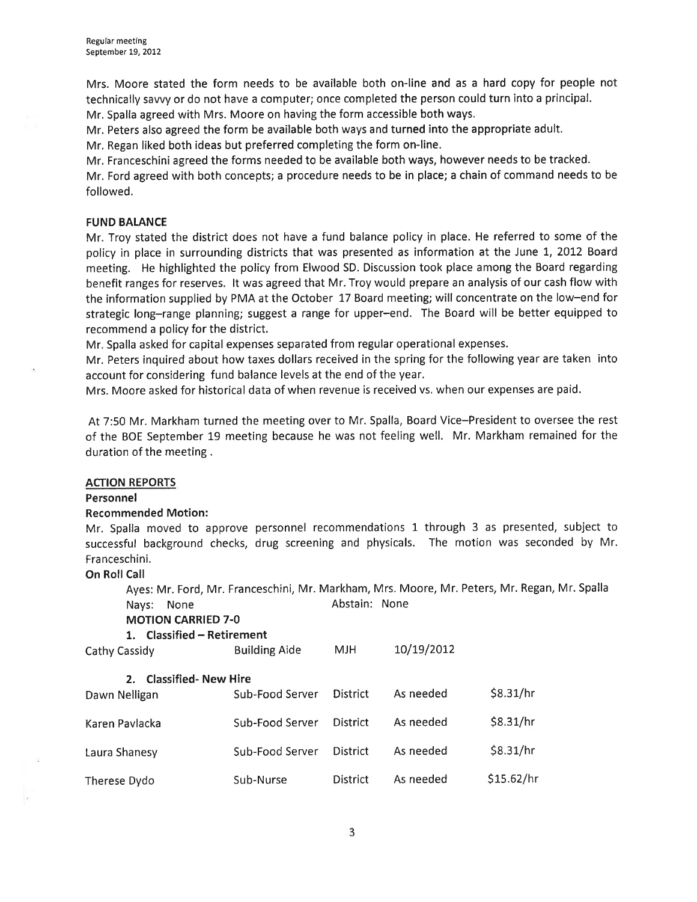Mrs. Moore stated the form needs to be available both on-line and as a hard copy for people not technically savvy or do not have a computer; once completed the person could turn into a principal.

Mr. Spalla agreed with Mrs. Moore on having the form accessible both ways.

Mr. Peters also agreed the form be available both ways and turned into the appropriate adult.

Mr. Regan liked both ideas but preferred completing the form on-line.

Mr. Franceschini agreed the forms needed to be available both ways, however needs to be tracked.

Mr. Ford agreed with both concepts; a procedure needs to be in place; a chain of command needs to be followed.

**FUND BALANCE**

Mr. Troy stated the district does not have a fund balance policy in place. He referred to some of the policy in place in surrounding districts that was presented as information at the June 1, 2012 Board meeting. He highlighted the policy from Elwood SD. Discussion took place among the Board regarding benefit ranges for reserves. It was agreed that Mr. Troy would prepare an analysis of our cash flow with the information supplied by PMA at the October 17 Board meeting; will concentrate on the low–end for strategic long–range planning; suggest a range for upper–end. The Board will be better equipped to recommend a policy for the district.

Mr. Spalla asked for capital expenses separated from regular operational expenses.

Mr. Peters inquired about how taxes dollars received in the spring for the following year are taken into account for considering fund balance levels at the end of the year.

Mrs. Moore asked for historical data of when revenue is received vs. when our expenses are paid.

At 7:50 Mr. Markham turned the meeting over to Mr. Spalla, Board Vice–President to oversee the rest of the BOE September 19 meeting because he was not feeling well. Mr. Markham remained for the duration of the meeting .

**ACTION REPORTS**

**Personnel**

**Recommended Motion:**

Mr. Spalla moved to approve personnel recommendations 1 through 3 as presented, subject to successful background checks, drug screening and physicals. The motion was seconded by Mr. Franceschini.

**On Roll Call**

Ayes: Mr. Ford, Mr. Franceschini, Mr. Markham, Mrs. Moore, Mr. Peters, Mr. Regan, Mr. Spalla

Nays: None Abstain: None

**MOTION CARRIED 7-0**

**1. Classified – Retirement**

| | | | |
|---|---|---|---|
| Cathy Cassidy | Building Aide | MJH | 10/19/2012 |

**2. Classified- New Hire**

| | | | | |
|---|---|---|---|---|
| Dawn Nelligan | Sub-Food Server | District | As needed | $8.31/hr |
| Karen Pavlacka | Sub-Food Server | District | As needed | $8.31/hr |
| Laura Shanesy | Sub-Food Server | District | As needed | $8.31/hr |
| Therese Dydo | Sub-Nurse | District | As needed | $15.62/hr |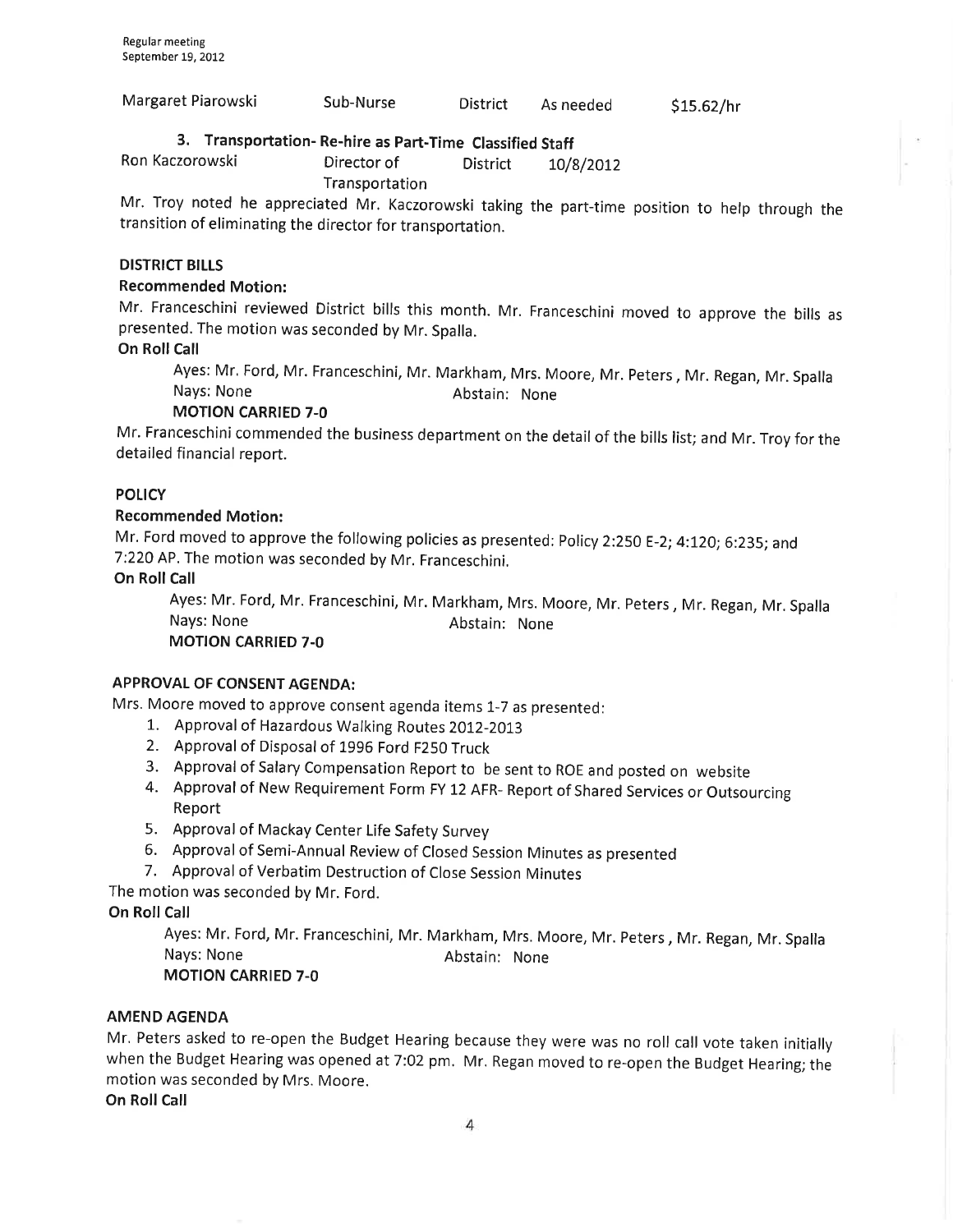| Margaret Piarowski | Sub-Nurse | District | As needed | $15.62/hr |
|---|---|---|---|---|

### 3. Transportation- Re-hire as Part-Time Classified Staff

| Ron Kaczorowski | Director of Transportation | District | 10/8/2012 |
|---|---|---|---|

Mr. Troy noted he appreciated Mr. Kaczorowski taking the part-time position to help through the transition of eliminating the director for transportation.

**DISTRICT BILLS**

**Recommended Motion:**

Mr. Franceschini reviewed District bills this month. Mr. Franceschini moved to approve the bills as presented. The motion was seconded by Mr. Spalla.

**On Roll Call**

Ayes: Mr. Ford, Mr. Franceschini, Mr. Markham, Mrs. Moore, Mr. Peters , Mr. Regan, Mr. Spalla
Nays: None Abstain: None
**MOTION CARRIED 7-0**

Mr. Franceschini commended the business department on the detail of the bills list; and Mr. Troy for the detailed financial report.

**POLICY**

**Recommended Motion:**

Mr. Ford moved to approve the following policies as presented: Policy 2:250 E-2; 4:120; 6:235; and 7:220 AP. The motion was seconded by Mr. Franceschini.

**On Roll Call**

Ayes: Mr. Ford, Mr. Franceschini, Mr. Markham, Mrs. Moore, Mr. Peters , Mr. Regan, Mr. Spalla
Nays: None Abstain: None
**MOTION CARRIED 7-0**

**APPROVAL OF CONSENT AGENDA:**

Mrs. Moore moved to approve consent agenda items 1-7 as presented:

1. Approval of Hazardous Walking Routes 2012-2013
2. Approval of Disposal of 1996 Ford F250 Truck
3. Approval of Salary Compensation Report to be sent to ROE and posted on website
4. Approval of New Requirement Form FY 12 AFR- Report of Shared Services or Outsourcing Report
5. Approval of Mackay Center Life Safety Survey
6. Approval of Semi-Annual Review of Closed Session Minutes as presented
7. Approval of Verbatim Destruction of Close Session Minutes

The motion was seconded by Mr. Ford.

**On Roll Call**

Ayes: Mr. Ford, Mr. Franceschini, Mr. Markham, Mrs. Moore, Mr. Peters , Mr. Regan, Mr. Spalla
Nays: None Abstain: None
**MOTION CARRIED 7-0**

**AMEND AGENDA**

Mr. Peters asked to re-open the Budget Hearing because they were was no roll call vote taken initially when the Budget Hearing was opened at 7:02 pm. Mr. Regan moved to re-open the Budget Hearing; the motion was seconded by Mrs. Moore.

**On Roll Call**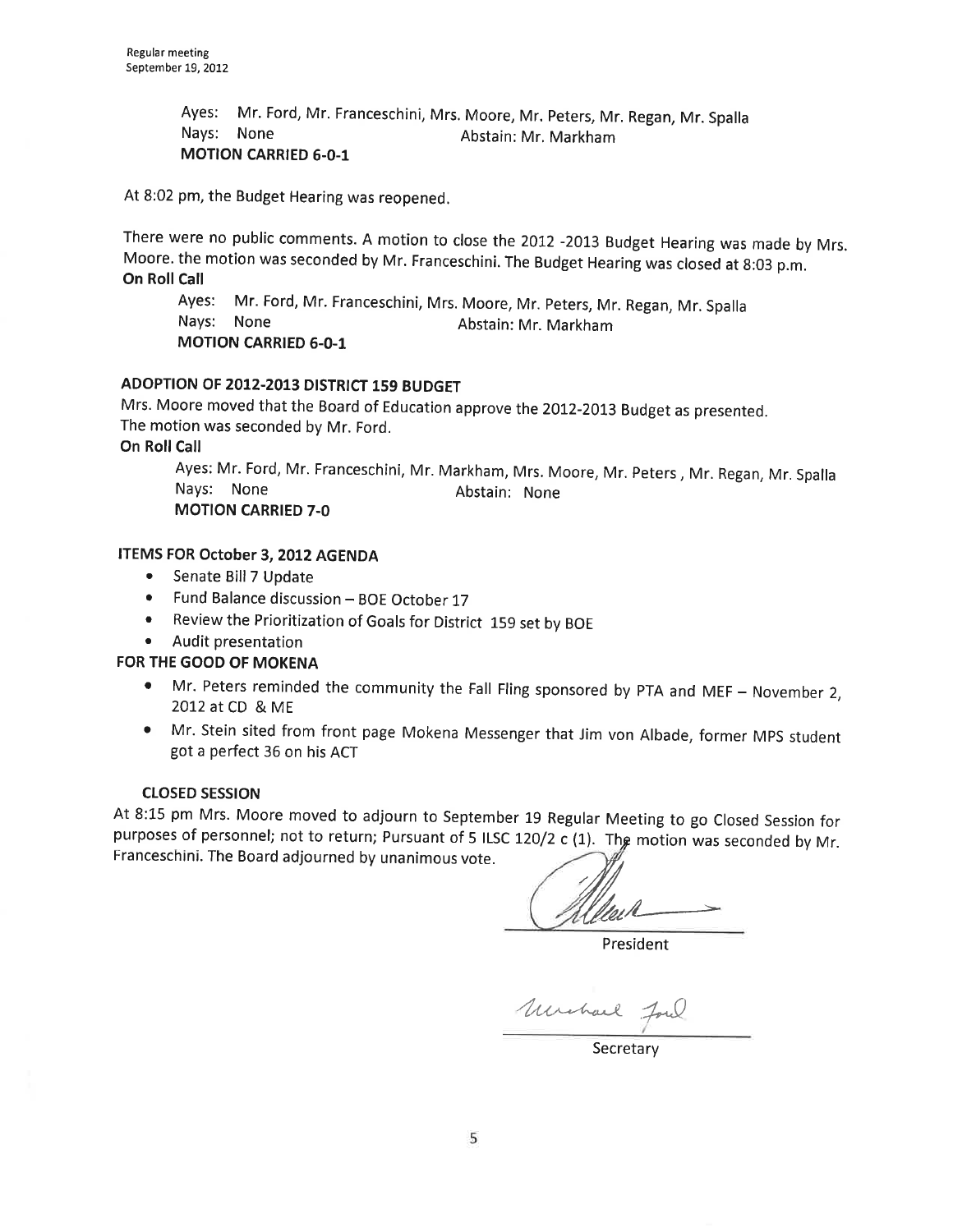Ayes: Mr. Ford, Mr. Franceschini, Mrs. Moore, Mr. Peters, Mr. Regan, Mr. Spalla
Nays: None Abstain: Mr. Markham
**MOTION CARRIED 6-0-1**

At 8:02 pm, the Budget Hearing was reopened.

There were no public comments. A motion to close the 2012 -2013 Budget Hearing was made by Mrs. Moore. the motion was seconded by Mr. Franceschini. The Budget Hearing was closed at 8:03 p.m.
**On Roll Call**

Ayes: Mr. Ford, Mr. Franceschini, Mrs. Moore, Mr. Peters, Mr. Regan, Mr. Spalla
Nays: None Abstain: Mr. Markham
**MOTION CARRIED 6-0-1**

**ADOPTION OF 2012-2013 DISTRICT 159 BUDGET**

Mrs. Moore moved that the Board of Education approve the 2012-2013 Budget as presented. The motion was seconded by Mr. Ford.
**On Roll Call**

Ayes: Mr. Ford, Mr. Franceschini, Mr. Markham, Mrs. Moore, Mr. Peters , Mr. Regan, Mr. Spalla
Nays: None Abstain: None
**MOTION CARRIED 7-0**

**ITEMS FOR October 3, 2012 AGENDA**

- Senate Bill 7 Update
- Fund Balance discussion – BOE October 17
- Review the Prioritization of Goals for District 159 set by BOE
- Audit presentation

**FOR THE GOOD OF MOKENA**

- Mr. Peters reminded the community the Fall Fling sponsored by PTA and MEF – November 2, 2012 at CD & ME
- Mr. Stein sited from front page Mokena Messenger that Jim von Albade, former MPS student got a perfect 36 on his ACT

**CLOSED SESSION**

At 8:15 pm Mrs. Moore moved to adjourn to September 19 Regular Meeting to go Closed Session for purposes of personnel; not to return; Pursuant of 5 ILSC 120/2 c (1). The motion was seconded by Mr. Franceschini. The Board adjourned by unanimous vote.

President

Michael Ford

Secretary